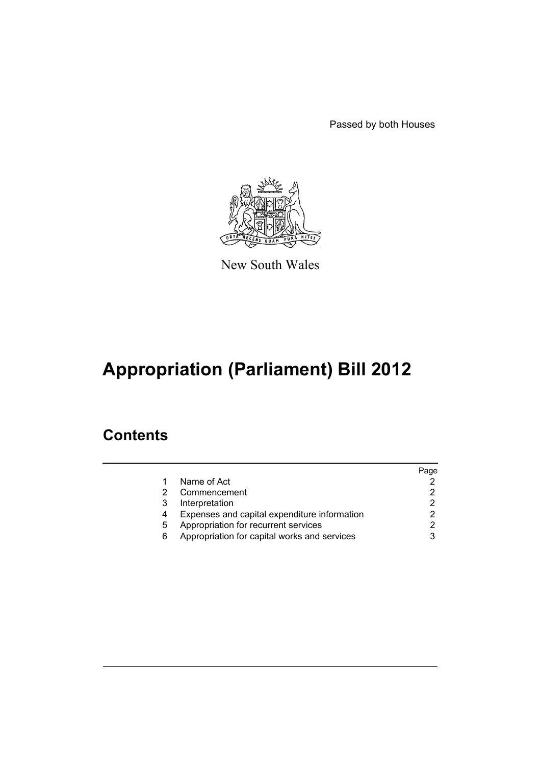Passed by both Houses

New South Wales

# Appropriation (Parliament) Bill 2012

## Contents

| | | Page |
|---|---|---|
| 1 | Name of Act | 2 |
| 2 | Commencement | 2 |
| 3 | Interpretation | 2 |
| 4 | Expenses and capital expenditure information | 2 |
| 5 | Appropriation for recurrent services | 2 |
| 6 | Appropriation for capital works and services | 3 |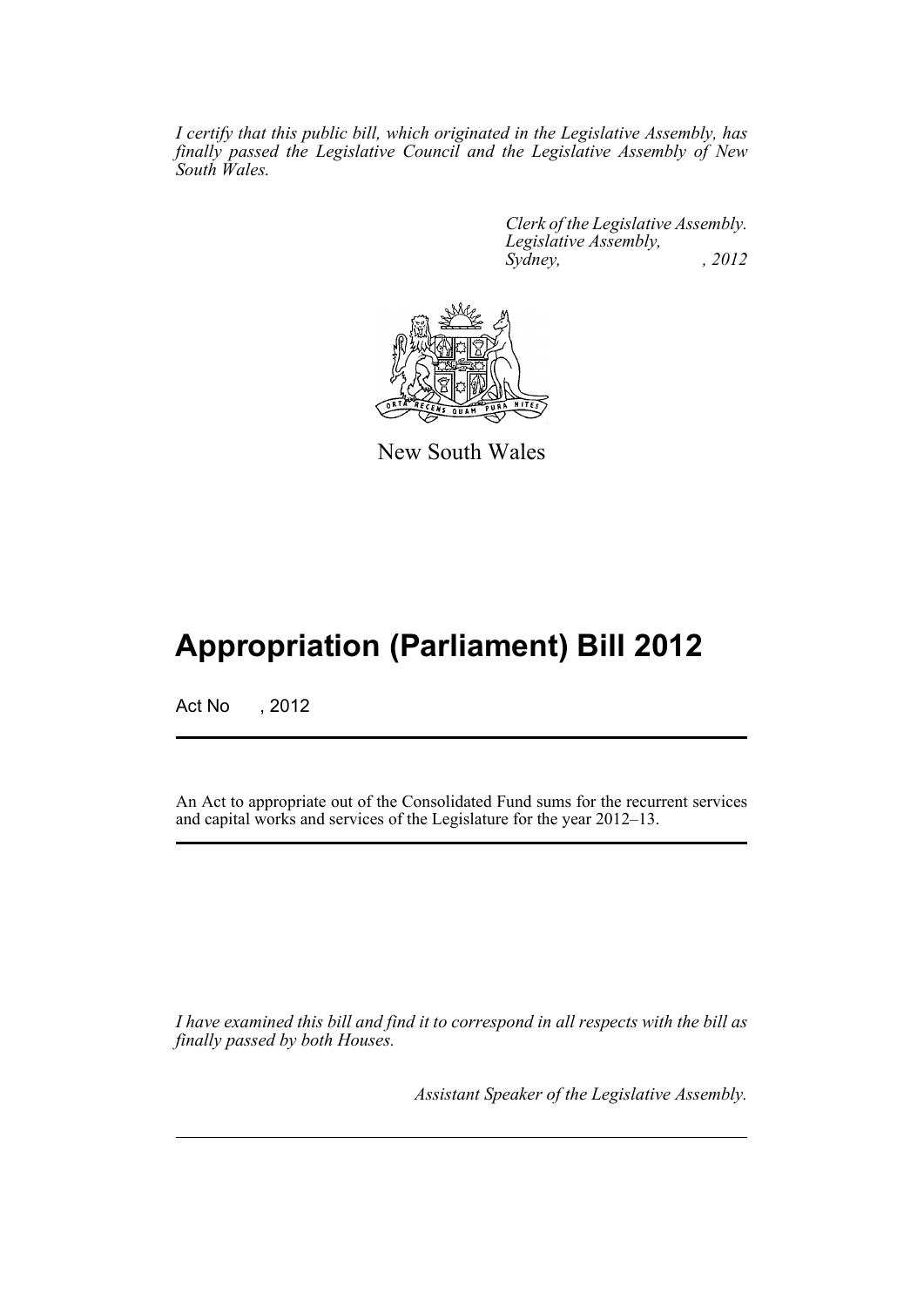*I certify that this public bill, which originated in the Legislative Assembly, has finally passed the Legislative Council and the Legislative Assembly of New South Wales.*

*Clerk of the Legislative Assembly.*
*Legislative Assembly,*
*Sydney, , 2012*

New South Wales

# Appropriation (Parliament) Bill 2012

Act No , 2012

An Act to appropriate out of the Consolidated Fund sums for the recurrent services and capital works and services of the Legislature for the year 2012–13.

*I have examined this bill and find it to correspond in all respects with the bill as finally passed by both Houses.*

*Assistant Speaker of the Legislative Assembly.*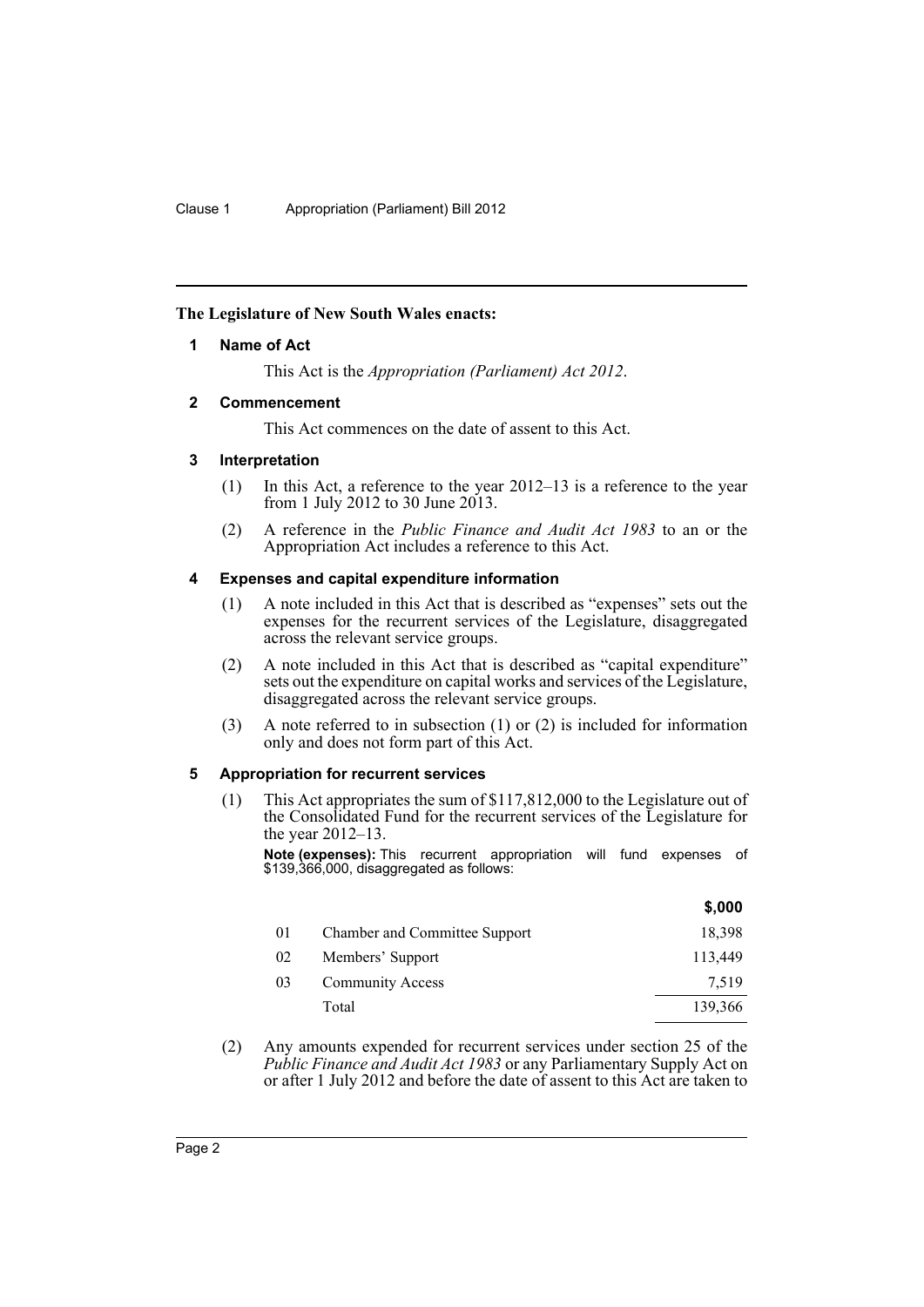**The Legislature of New South Wales enacts:**

## 1 Name of Act

This Act is the *Appropriation (Parliament) Act 2012*.

## 2 Commencement

This Act commences on the date of assent to this Act.

## 3 Interpretation

(1) In this Act, a reference to the year 2012–13 is a reference to the year from 1 July 2012 to 30 June 2013.

(2) A reference in the *Public Finance and Audit Act 1983* to an or the Appropriation Act includes a reference to this Act.

## 4 Expenses and capital expenditure information

(1) A note included in this Act that is described as "expenses" sets out the expenses for the recurrent services of the Legislature, disaggregated across the relevant service groups.

(2) A note included in this Act that is described as "capital expenditure" sets out the expenditure on capital works and services of the Legislature, disaggregated across the relevant service groups.

(3) A note referred to in subsection (1) or (2) is included for information only and does not form part of this Act.

## 5 Appropriation for recurrent services

(1) This Act appropriates the sum of $117,812,000 to the Legislature out of the Consolidated Fund for the recurrent services of the Legislature for the year 2012–13.

**Note (expenses):** This recurrent appropriation will fund expenses of $139,366,000, disaggregated as follows:

| | | $,000 |
|---|---|---|
| 01 | Chamber and Committee Support | 18,398 |
| 02 | Members' Support | 113,449 |
| 03 | Community Access | 7,519 |
| | Total | 139,366 |

(2) Any amounts expended for recurrent services under section 25 of the *Public Finance and Audit Act 1983* or any Parliamentary Supply Act on or after 1 July 2012 and before the date of assent to this Act are taken to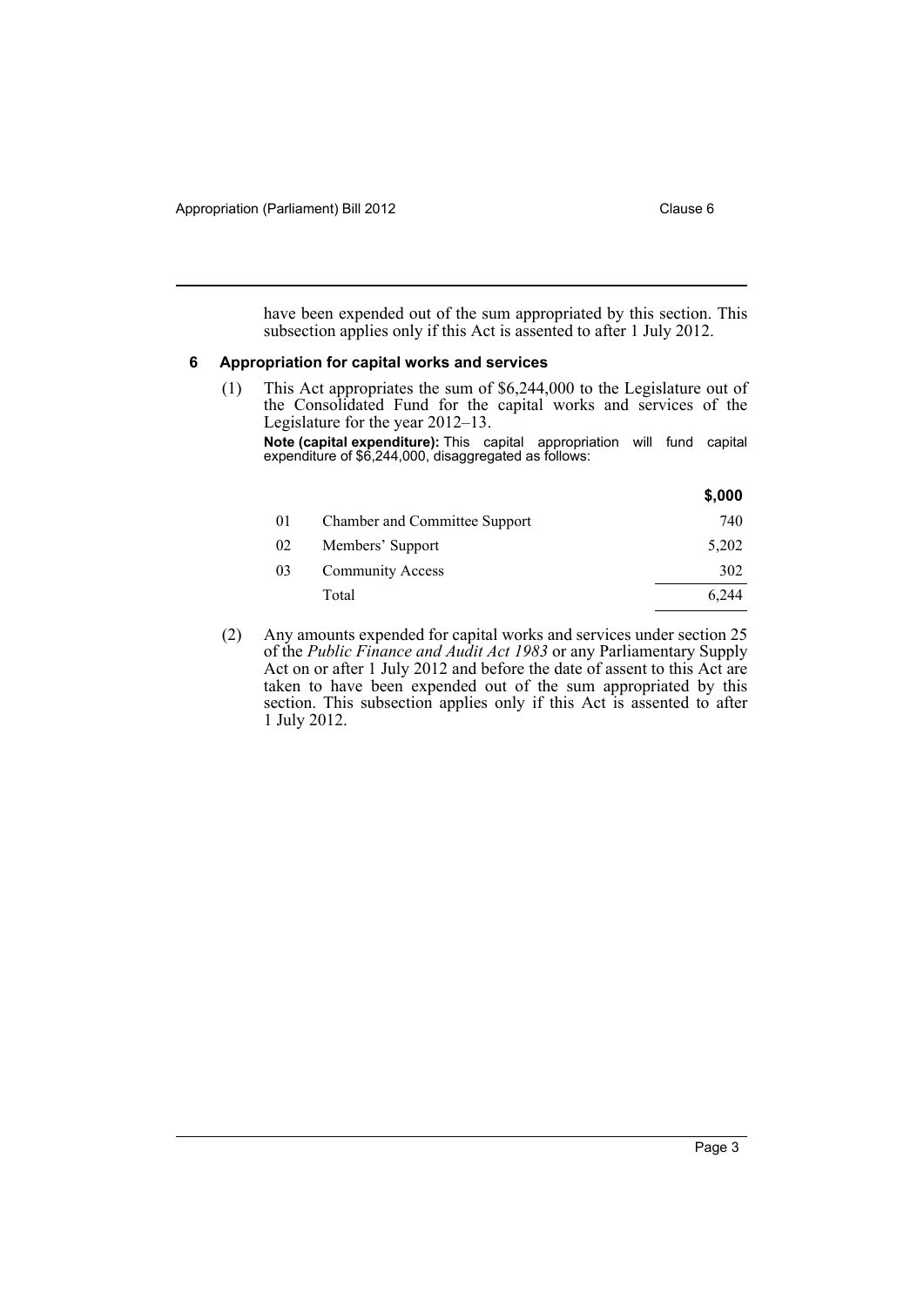have been expended out of the sum appropriated by this section. This subsection applies only if this Act is assented to after 1 July 2012.

## 6 Appropriation for capital works and services

(1) This Act appropriates the sum of $6,244,000 to the Legislature out of the Consolidated Fund for the capital works and services of the Legislature for the year 2012–13.

**Note (capital expenditure):** This capital appropriation will fund capital expenditure of $6,244,000, disaggregated as follows:

| | | **$,000** |
|---|---|---|
| 01 | Chamber and Committee Support | 740 |
| 02 | Members' Support | 5,202 |
| 03 | Community Access | 302 |
| | Total | 6,244 |

(2) Any amounts expended for capital works and services under section 25 of the *Public Finance and Audit Act 1983* or any Parliamentary Supply Act on or after 1 July 2012 and before the date of assent to this Act are taken to have been expended out of the sum appropriated by this section. This subsection applies only if this Act is assented to after 1 July 2012.